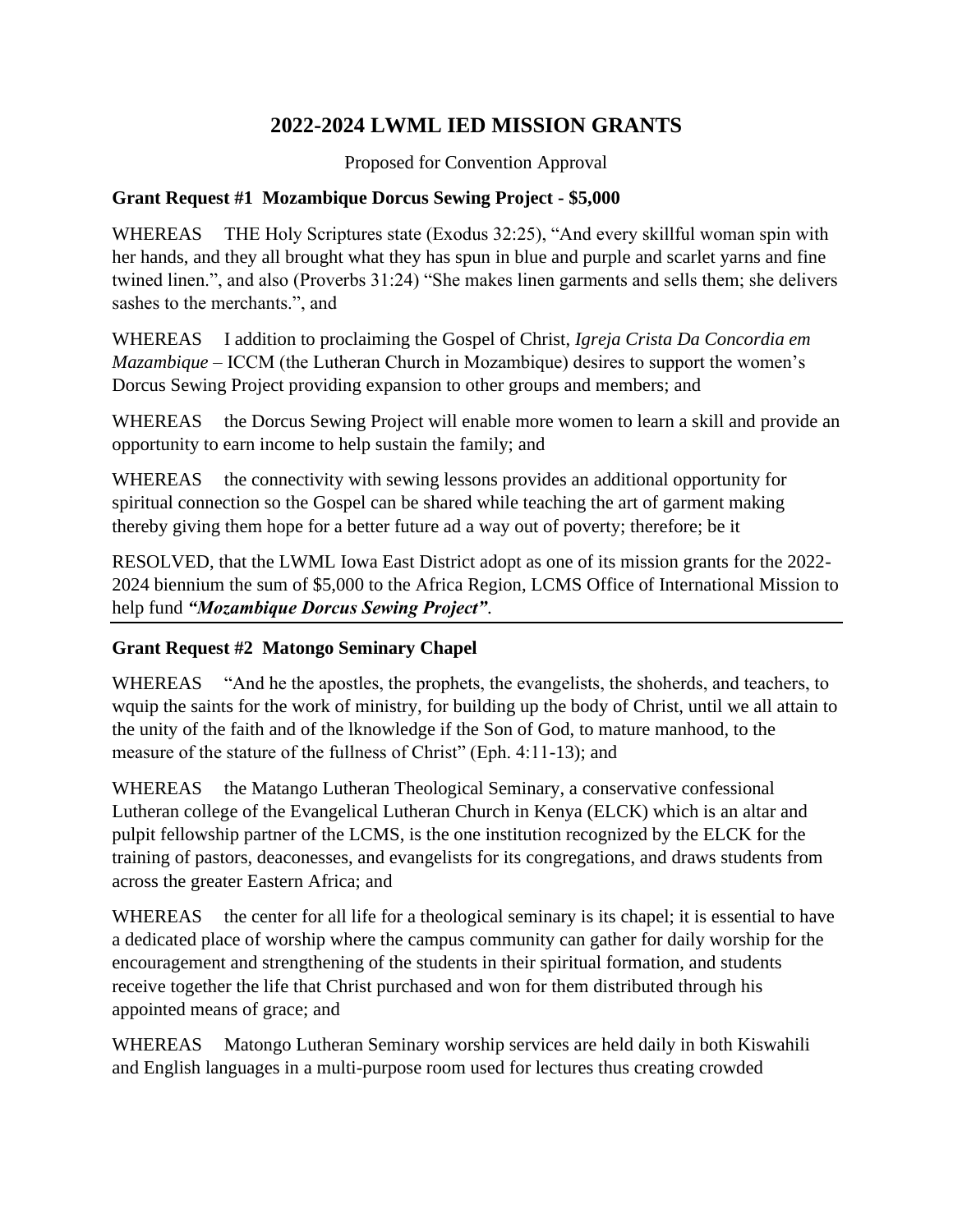# 2022-2024 LWML IED MISSION GRANTS

Proposed for Convention Approval

**Grant Request #1 Mozambique Dorcus Sewing Project - $5,000**

WHEREAS THE Holy Scriptures state (Exodus 32:25), "And every skillful woman spin with her hands, and they all brought what they has spun in blue and purple and scarlet yarns and fine twined linen.", and also (Proverbs 31:24) "She makes linen garments and sells them; she delivers sashes to the merchants.", and

WHEREAS I addition to proclaiming the Gospel of Christ, *Igreja Crista Da Concordia em Mazambique* – ICCM (the Lutheran Church in Mozambique) desires to support the women's Dorcus Sewing Project providing expansion to other groups and members; and

WHEREAS the Dorcus Sewing Project will enable more women to learn a skill and provide an opportunity to earn income to help sustain the family; and

WHEREAS the connectivity with sewing lessons provides an additional opportunity for spiritual connection so the Gospel can be shared while teaching the art of garment making thereby giving them hope for a better future ad a way out of poverty; therefore; be it

RESOLVED, that the LWML Iowa East District adopt as one of its mission grants for the 2022-2024 biennium the sum of $5,000 to the Africa Region, LCMS Office of International Mission to help fund ***"Mozambique Dorcus Sewing Project"***.

---

**Grant Request #2 Matongo Seminary Chapel**

WHEREAS "And he the apostles, the prophets, the evangelists, the shoherds, and teachers, to wquip the saints for the work of ministry, for building up the body of Christ, until we all attain to the unity of the faith and of the lknowledge if the Son of God, to mature manhood, to the measure of the stature of the fullness of Christ" (Eph. 4:11-13); and

WHEREAS the Matango Lutheran Theological Seminary, a conservative confessional Lutheran college of the Evangelical Lutheran Church in Kenya (ELCK) which is an altar and pulpit fellowship partner of the LCMS, is the one institution recognized by the ELCK for the training of pastors, deaconesses, and evangelists for its congregations, and draws students from across the greater Eastern Africa; and

WHEREAS the center for all life for a theological seminary is its chapel; it is essential to have a dedicated place of worship where the campus community can gather for daily worship for the encouragement and strengthening of the students in their spiritual formation, and students receive together the life that Christ purchased and won for them distributed through his appointed means of grace; and

WHEREAS Matongo Lutheran Seminary worship services are held daily in both Kiswahili and English languages in a multi-purpose room used for lectures thus creating crowded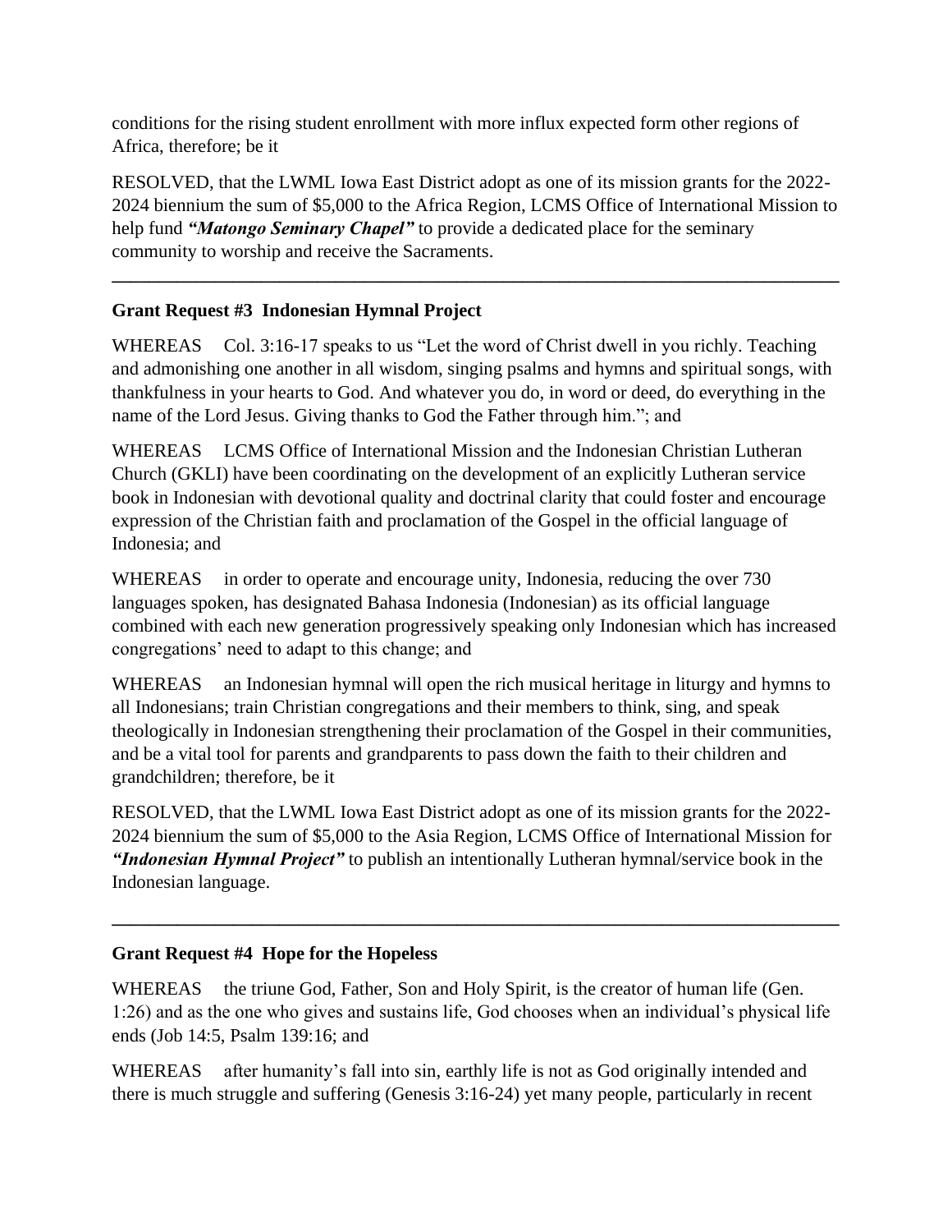conditions for the rising student enrollment with more influx expected form other regions of Africa, therefore; be it

RESOLVED, that the LWML Iowa East District adopt as one of its mission grants for the 2022-2024 biennium the sum of $5,000 to the Africa Region, LCMS Office of International Mission to help fund ***"Matongo Seminary Chapel"*** to provide a dedicated place for the seminary community to worship and receive the Sacraments.

---

**Grant Request #3 Indonesian Hymnal Project**

WHEREAS Col. 3:16-17 speaks to us "Let the word of Christ dwell in you richly. Teaching and admonishing one another in all wisdom, singing psalms and hymns and spiritual songs, with thankfulness in your hearts to God. And whatever you do, in word or deed, do everything in the name of the Lord Jesus. Giving thanks to God the Father through him."; and

WHEREAS LCMS Office of International Mission and the Indonesian Christian Lutheran Church (GKLI) have been coordinating on the development of an explicitly Lutheran service book in Indonesian with devotional quality and doctrinal clarity that could foster and encourage expression of the Christian faith and proclamation of the Gospel in the official language of Indonesia; and

WHEREAS in order to operate and encourage unity, Indonesia, reducing the over 730 languages spoken, has designated Bahasa Indonesia (Indonesian) as its official language combined with each new generation progressively speaking only Indonesian which has increased congregations' need to adapt to this change; and

WHEREAS an Indonesian hymnal will open the rich musical heritage in liturgy and hymns to all Indonesians; train Christian congregations and their members to think, sing, and speak theologically in Indonesian strengthening their proclamation of the Gospel in their communities, and be a vital tool for parents and grandparents to pass down the faith to their children and grandchildren; therefore, be it

RESOLVED, that the LWML Iowa East District adopt as one of its mission grants for the 2022-2024 biennium the sum of $5,000 to the Asia Region, LCMS Office of International Mission for ***"Indonesian Hymnal Project"*** to publish an intentionally Lutheran hymnal/service book in the Indonesian language.

---

**Grant Request #4 Hope for the Hopeless**

WHEREAS the triune God, Father, Son and Holy Spirit, is the creator of human life (Gen. 1:26) and as the one who gives and sustains life, God chooses when an individual's physical life ends (Job 14:5, Psalm 139:16; and

WHEREAS after humanity's fall into sin, earthly life is not as God originally intended and there is much struggle and suffering (Genesis 3:16-24) yet many people, particularly in recent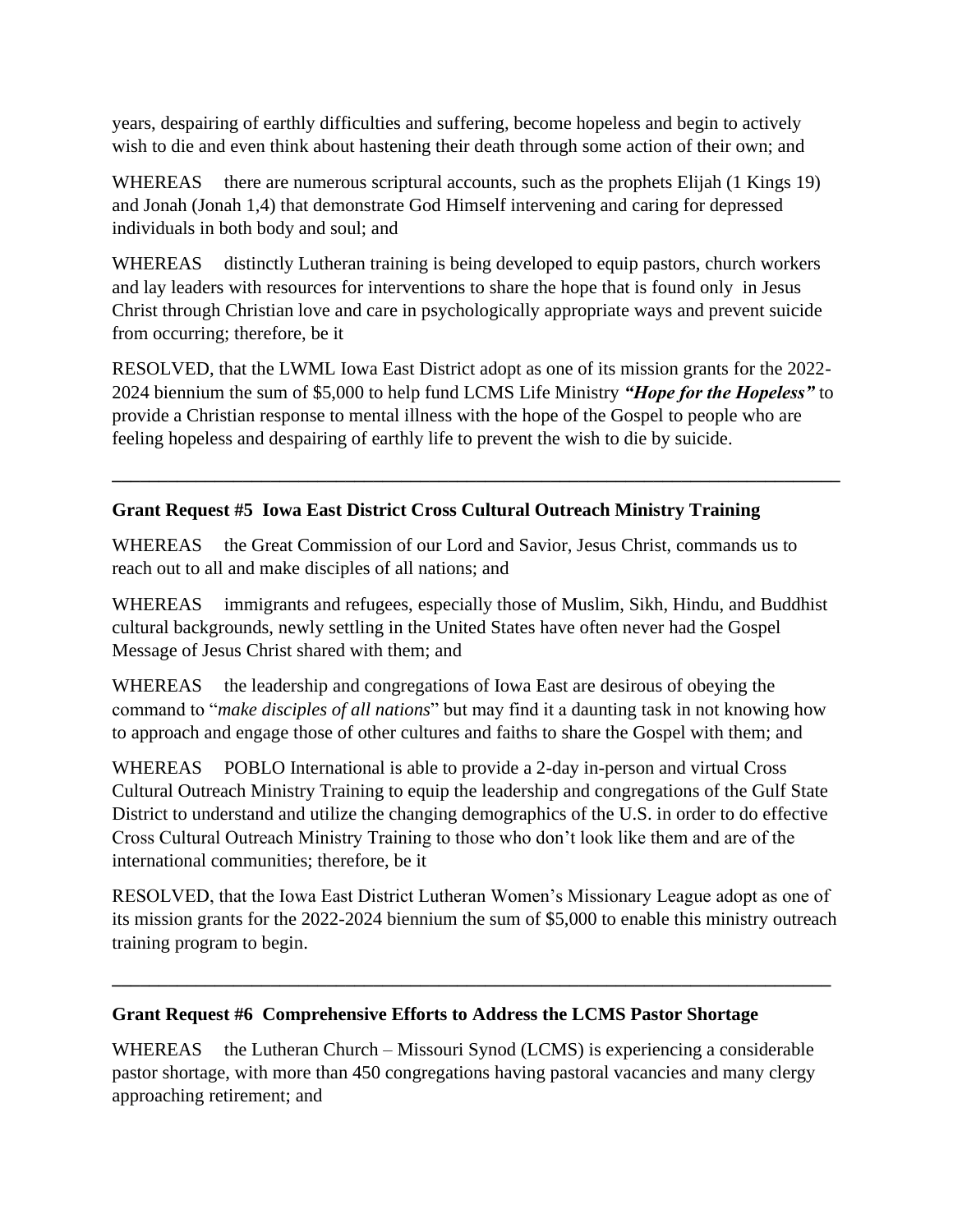years, despairing of earthly difficulties and suffering, become hopeless and begin to actively wish to die and even think about hastening their death through some action of their own; and

WHEREAS  there are numerous scriptural accounts, such as the prophets Elijah (1 Kings 19) and Jonah (Jonah 1,4) that demonstrate God Himself intervening and caring for depressed individuals in both body and soul; and

WHEREAS  distinctly Lutheran training is being developed to equip pastors, church workers and lay leaders with resources for interventions to share the hope that is found only in Jesus Christ through Christian love and care in psychologically appropriate ways and prevent suicide from occurring; therefore, be it

RESOLVED, that the LWML Iowa East District adopt as one of its mission grants for the 2022-2024 biennium the sum of $5,000 to help fund LCMS Life Ministry ***"Hope for the Hopeless"*** to provide a Christian response to mental illness with the hope of the Gospel to people who are feeling hopeless and despairing of earthly life to prevent the wish to die by suicide.

---

**Grant Request #5 Iowa East District Cross Cultural Outreach Ministry Training**

WHEREAS  the Great Commission of our Lord and Savior, Jesus Christ, commands us to reach out to all and make disciples of all nations; and

WHEREAS  immigrants and refugees, especially those of Muslim, Sikh, Hindu, and Buddhist cultural backgrounds, newly settling in the United States have often never had the Gospel Message of Jesus Christ shared with them; and

WHEREAS  the leadership and congregations of Iowa East are desirous of obeying the command to "*make disciples of all nations*" but may find it a daunting task in not knowing how to approach and engage those of other cultures and faiths to share the Gospel with them; and

WHEREAS  POBLO International is able to provide a 2-day in-person and virtual Cross Cultural Outreach Ministry Training to equip the leadership and congregations of the Gulf State District to understand and utilize the changing demographics of the U.S. in order to do effective Cross Cultural Outreach Ministry Training to those who don't look like them and are of the international communities; therefore, be it

RESOLVED, that the Iowa East District Lutheran Women's Missionary League adopt as one of its mission grants for the 2022-2024 biennium the sum of $5,000 to enable this ministry outreach training program to begin.

---

**Grant Request #6 Comprehensive Efforts to Address the LCMS Pastor Shortage**

WHEREAS  the Lutheran Church – Missouri Synod (LCMS) is experiencing a considerable pastor shortage, with more than 450 congregations having pastoral vacancies and many clergy approaching retirement; and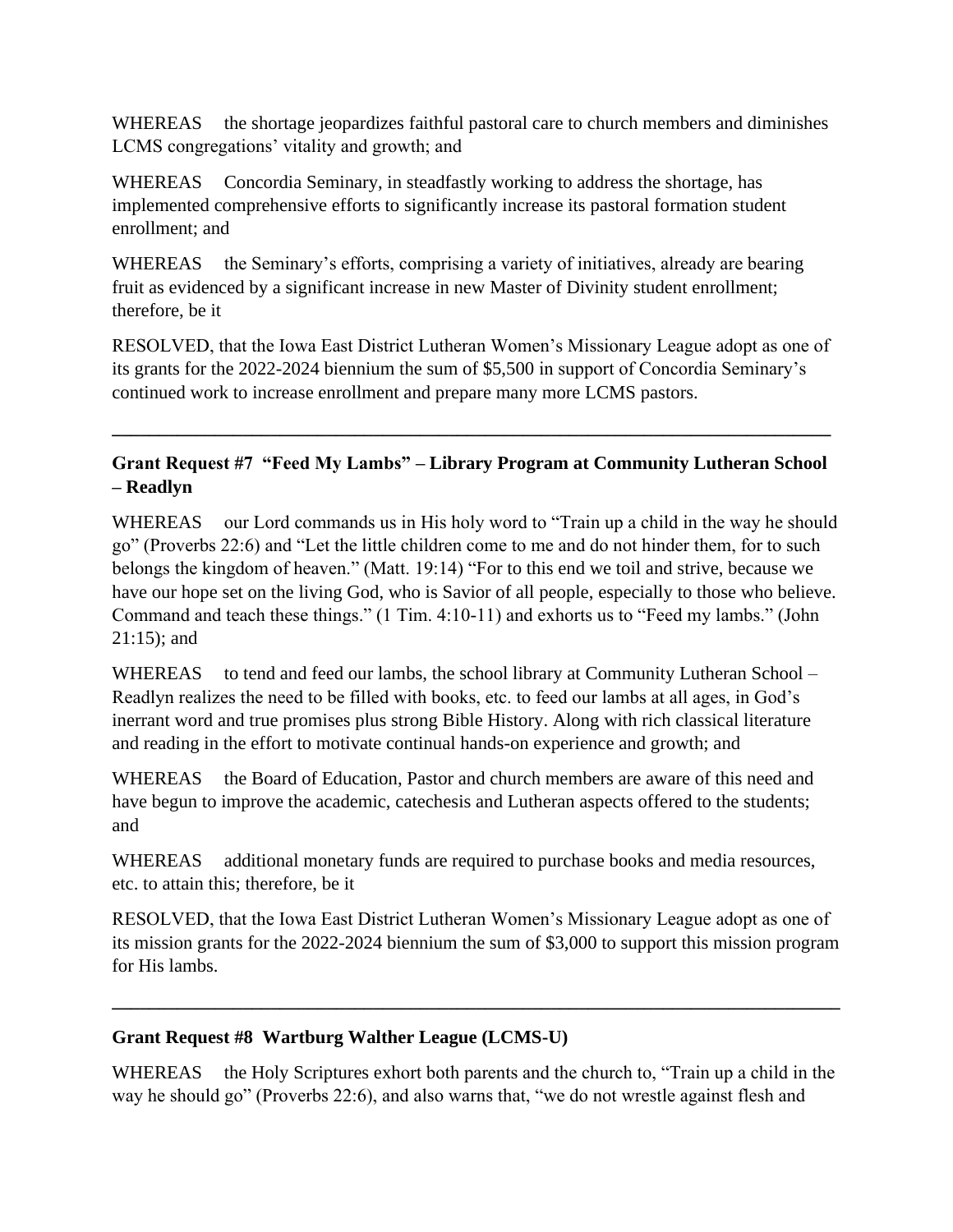WHEREAS the shortage jeopardizes faithful pastoral care to church members and diminishes LCMS congregations' vitality and growth; and

WHEREAS Concordia Seminary, in steadfastly working to address the shortage, has implemented comprehensive efforts to significantly increase its pastoral formation student enrollment; and

WHEREAS the Seminary's efforts, comprising a variety of initiatives, already are bearing fruit as evidenced by a significant increase in new Master of Divinity student enrollment; therefore, be it

RESOLVED, that the Iowa East District Lutheran Women's Missionary League adopt as one of its grants for the 2022-2024 biennium the sum of $5,500 in support of Concordia Seminary's continued work to increase enrollment and prepare many more LCMS pastors.

---

**Grant Request #7 "Feed My Lambs" – Library Program at Community Lutheran School – Readlyn**

WHEREAS our Lord commands us in His holy word to "Train up a child in the way he should go" (Proverbs 22:6) and "Let the little children come to me and do not hinder them, for to such belongs the kingdom of heaven." (Matt. 19:14) "For to this end we toil and strive, because we have our hope set on the living God, who is Savior of all people, especially to those who believe. Command and teach these things." (1 Tim. 4:10-11) and exhorts us to "Feed my lambs." (John 21:15); and

WHEREAS to tend and feed our lambs, the school library at Community Lutheran School – Readlyn realizes the need to be filled with books, etc. to feed our lambs at all ages, in God's inerrant word and true promises plus strong Bible History. Along with rich classical literature and reading in the effort to motivate continual hands-on experience and growth; and

WHEREAS the Board of Education, Pastor and church members are aware of this need and have begun to improve the academic, catechesis and Lutheran aspects offered to the students; and

WHEREAS additional monetary funds are required to purchase books and media resources, etc. to attain this; therefore, be it

RESOLVED, that the Iowa East District Lutheran Women's Missionary League adopt as one of its mission grants for the 2022-2024 biennium the sum of $3,000 to support this mission program for His lambs.

---

**Grant Request #8 Wartburg Walther League (LCMS-U)**

WHEREAS the Holy Scriptures exhort both parents and the church to, "Train up a child in the way he should go" (Proverbs 22:6), and also warns that, "we do not wrestle against flesh and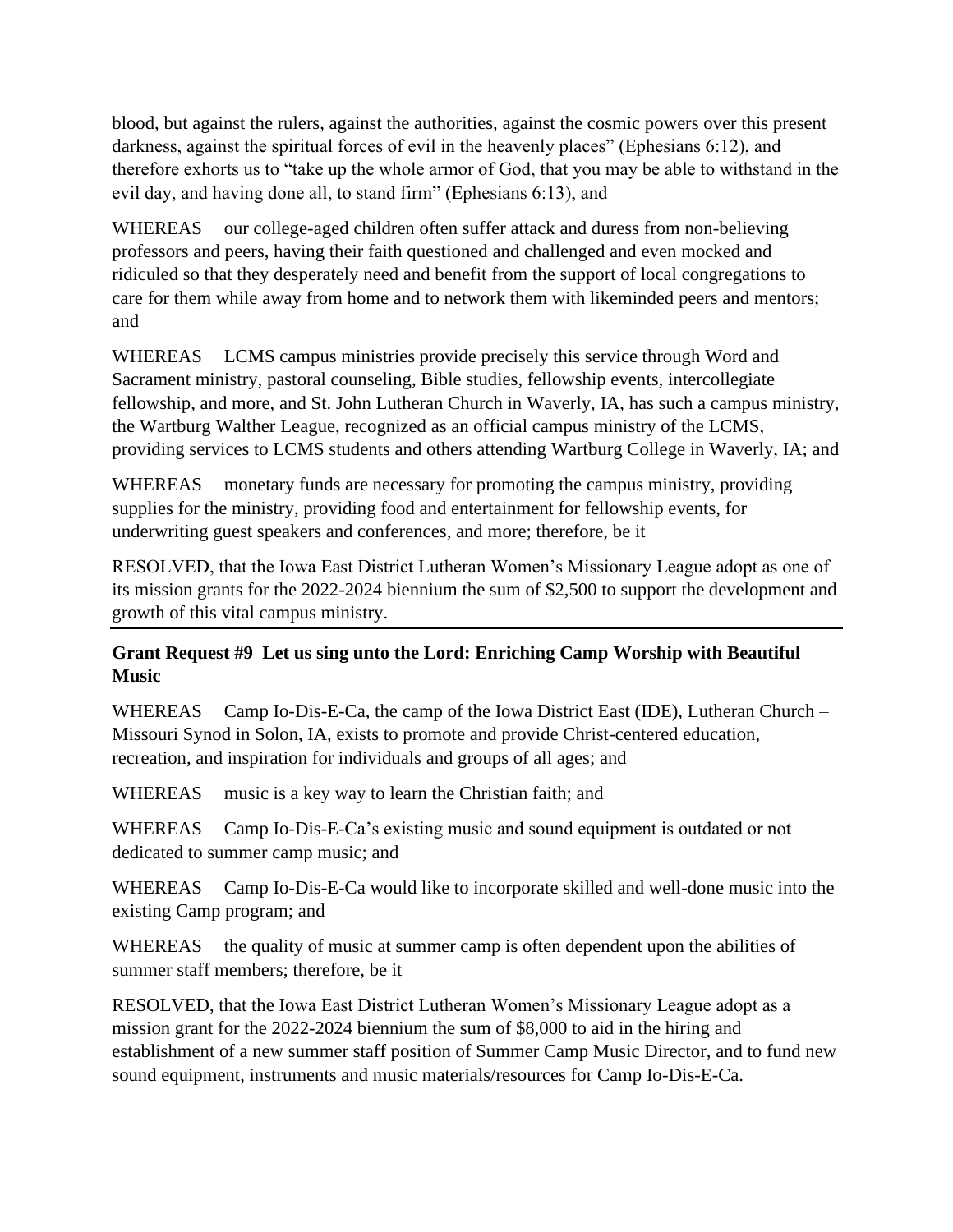blood, but against the rulers, against the authorities, against the cosmic powers over this present darkness, against the spiritual forces of evil in the heavenly places" (Ephesians 6:12), and therefore exhorts us to "take up the whole armor of God, that you may be able to withstand in the evil day, and having done all, to stand firm" (Ephesians 6:13), and

WHEREAS our college-aged children often suffer attack and duress from non-believing professors and peers, having their faith questioned and challenged and even mocked and ridiculed so that they desperately need and benefit from the support of local congregations to care for them while away from home and to network them with likeminded peers and mentors; and

WHEREAS LCMS campus ministries provide precisely this service through Word and Sacrament ministry, pastoral counseling, Bible studies, fellowship events, intercollegiate fellowship, and more, and St. John Lutheran Church in Waverly, IA, has such a campus ministry, the Wartburg Walther League, recognized as an official campus ministry of the LCMS, providing services to LCMS students and others attending Wartburg College in Waverly, IA; and

WHEREAS monetary funds are necessary for promoting the campus ministry, providing supplies for the ministry, providing food and entertainment for fellowship events, for underwriting guest speakers and conferences, and more; therefore, be it

RESOLVED, that the Iowa East District Lutheran Women's Missionary League adopt as one of its mission grants for the 2022-2024 biennium the sum of $2,500 to support the development and growth of this vital campus ministry.

---

**Grant Request #9 Let us sing unto the Lord: Enriching Camp Worship with Beautiful Music**

WHEREAS Camp Io-Dis-E-Ca, the camp of the Iowa District East (IDE), Lutheran Church – Missouri Synod in Solon, IA, exists to promote and provide Christ-centered education, recreation, and inspiration for individuals and groups of all ages; and

WHEREAS music is a key way to learn the Christian faith; and

WHEREAS Camp Io-Dis-E-Ca's existing music and sound equipment is outdated or not dedicated to summer camp music; and

WHEREAS Camp Io-Dis-E-Ca would like to incorporate skilled and well-done music into the existing Camp program; and

WHEREAS the quality of music at summer camp is often dependent upon the abilities of summer staff members; therefore, be it

RESOLVED, that the Iowa East District Lutheran Women's Missionary League adopt as a mission grant for the 2022-2024 biennium the sum of $8,000 to aid in the hiring and establishment of a new summer staff position of Summer Camp Music Director, and to fund new sound equipment, instruments and music materials/resources for Camp Io-Dis-E-Ca.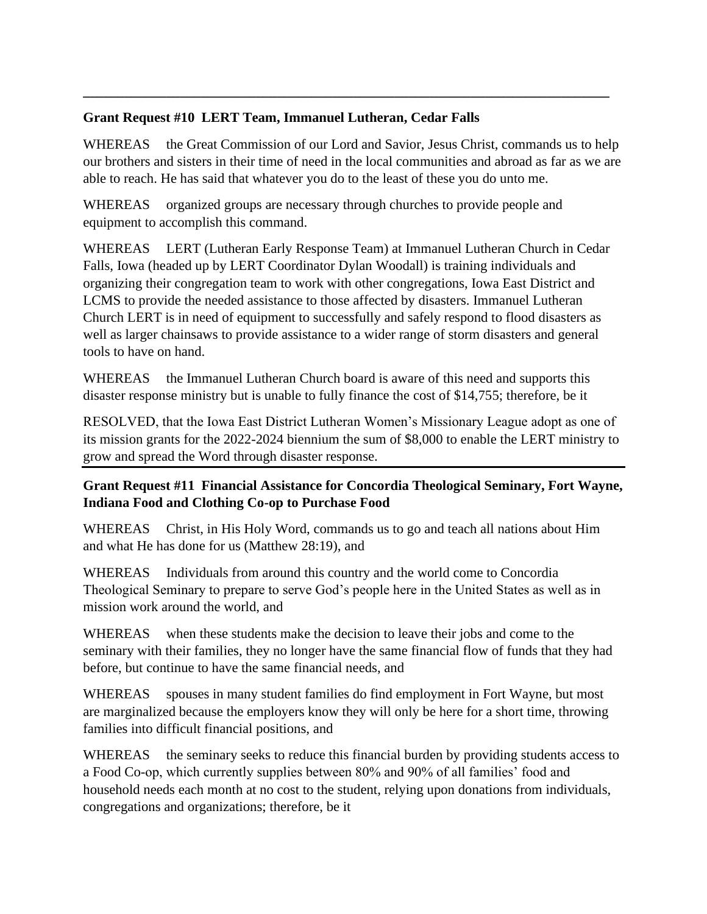---

**Grant Request #10 LERT Team, Immanuel Lutheran, Cedar Falls**

WHEREAS the Great Commission of our Lord and Savior, Jesus Christ, commands us to help our brothers and sisters in their time of need in the local communities and abroad as far as we are able to reach. He has said that whatever you do to the least of these you do unto me.

WHEREAS organized groups are necessary through churches to provide people and equipment to accomplish this command.

WHEREAS LERT (Lutheran Early Response Team) at Immanuel Lutheran Church in Cedar Falls, Iowa (headed up by LERT Coordinator Dylan Woodall) is training individuals and organizing their congregation team to work with other congregations, Iowa East District and LCMS to provide the needed assistance to those affected by disasters. Immanuel Lutheran Church LERT is in need of equipment to successfully and safely respond to flood disasters as well as larger chainsaws to provide assistance to a wider range of storm disasters and general tools to have on hand.

WHEREAS the Immanuel Lutheran Church board is aware of this need and supports this disaster response ministry but is unable to fully finance the cost of $14,755; therefore, be it

RESOLVED, that the Iowa East District Lutheran Women's Missionary League adopt as one of its mission grants for the 2022-2024 biennium the sum of $8,000 to enable the LERT ministry to grow and spread the Word through disaster response.

---

**Grant Request #11 Financial Assistance for Concordia Theological Seminary, Fort Wayne, Indiana Food and Clothing Co-op to Purchase Food**

WHEREAS Christ, in His Holy Word, commands us to go and teach all nations about Him and what He has done for us (Matthew 28:19), and

WHEREAS Individuals from around this country and the world come to Concordia Theological Seminary to prepare to serve God's people here in the United States as well as in mission work around the world, and

WHEREAS when these students make the decision to leave their jobs and come to the seminary with their families, they no longer have the same financial flow of funds that they had before, but continue to have the same financial needs, and

WHEREAS spouses in many student families do find employment in Fort Wayne, but most are marginalized because the employers know they will only be here for a short time, throwing families into difficult financial positions, and

WHEREAS the seminary seeks to reduce this financial burden by providing students access to a Food Co-op, which currently supplies between 80% and 90% of all families' food and household needs each month at no cost to the student, relying upon donations from individuals, congregations and organizations; therefore, be it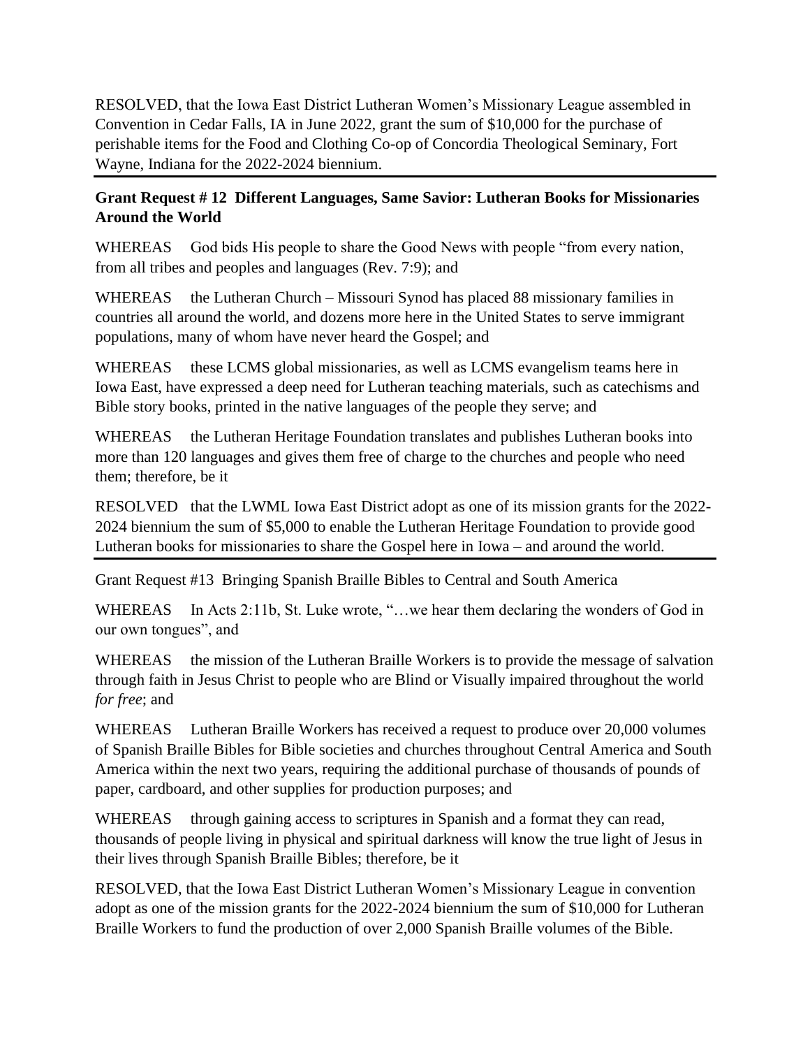RESOLVED, that the Iowa East District Lutheran Women's Missionary League assembled in Convention in Cedar Falls, IA in June 2022, grant the sum of $10,000 for the purchase of perishable items for the Food and Clothing Co-op of Concordia Theological Seminary, Fort Wayne, Indiana for the 2022-2024 biennium.

---

**Grant Request # 12 Different Languages, Same Savior: Lutheran Books for Missionaries Around the World**

WHEREAS God bids His people to share the Good News with people "from every nation, from all tribes and peoples and languages (Rev. 7:9); and

WHEREAS the Lutheran Church – Missouri Synod has placed 88 missionary families in countries all around the world, and dozens more here in the United States to serve immigrant populations, many of whom have never heard the Gospel; and

WHEREAS these LCMS global missionaries, as well as LCMS evangelism teams here in Iowa East, have expressed a deep need for Lutheran teaching materials, such as catechisms and Bible story books, printed in the native languages of the people they serve; and

WHEREAS the Lutheran Heritage Foundation translates and publishes Lutheran books into more than 120 languages and gives them free of charge to the churches and people who need them; therefore, be it

RESOLVED that the LWML Iowa East District adopt as one of its mission grants for the 2022-2024 biennium the sum of $5,000 to enable the Lutheran Heritage Foundation to provide good Lutheran books for missionaries to share the Gospel here in Iowa – and around the world.

---

Grant Request #13 Bringing Spanish Braille Bibles to Central and South America

WHEREAS In Acts 2:11b, St. Luke wrote, "…we hear them declaring the wonders of God in our own tongues", and

WHEREAS the mission of the Lutheran Braille Workers is to provide the message of salvation through faith in Jesus Christ to people who are Blind or Visually impaired throughout the world *for free*; and

WHEREAS Lutheran Braille Workers has received a request to produce over 20,000 volumes of Spanish Braille Bibles for Bible societies and churches throughout Central America and South America within the next two years, requiring the additional purchase of thousands of pounds of paper, cardboard, and other supplies for production purposes; and

WHEREAS through gaining access to scriptures in Spanish and a format they can read, thousands of people living in physical and spiritual darkness will know the true light of Jesus in their lives through Spanish Braille Bibles; therefore, be it

RESOLVED, that the Iowa East District Lutheran Women's Missionary League in convention adopt as one of the mission grants for the 2022-2024 biennium the sum of $10,000 for Lutheran Braille Workers to fund the production of over 2,000 Spanish Braille volumes of the Bible.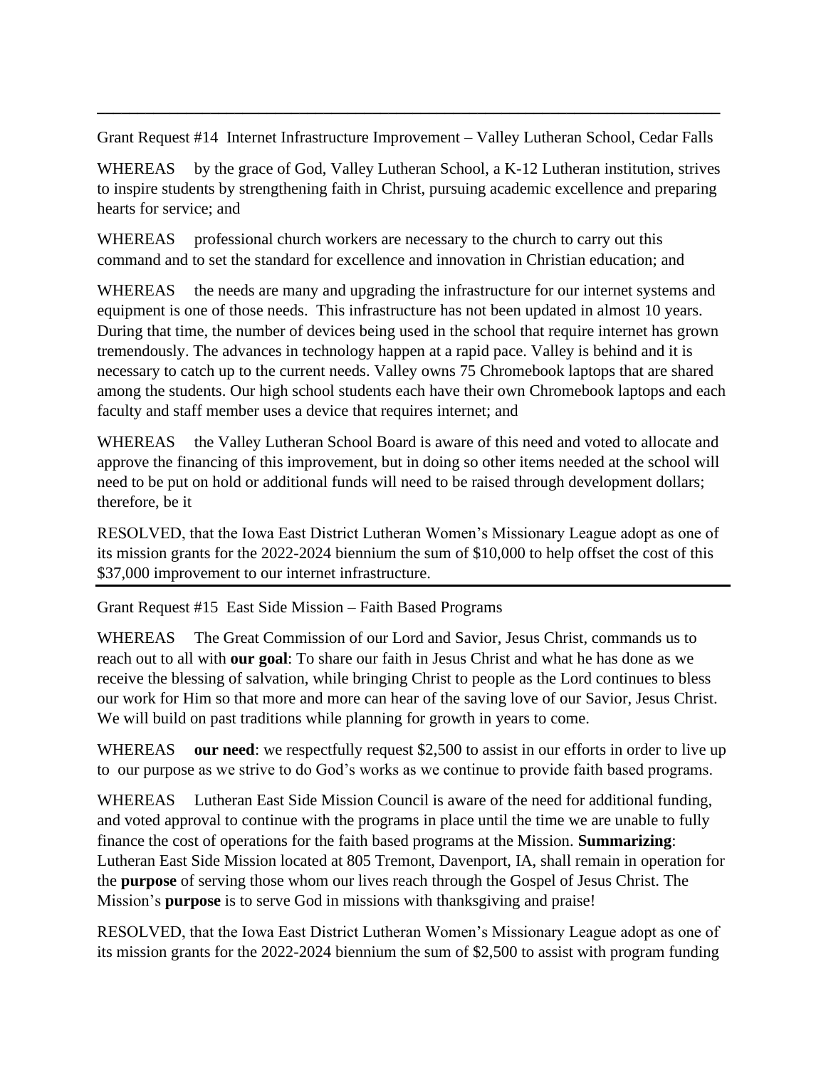---

Grant Request #14 Internet Infrastructure Improvement – Valley Lutheran School, Cedar Falls

WHEREAS by the grace of God, Valley Lutheran School, a K-12 Lutheran institution, strives to inspire students by strengthening faith in Christ, pursuing academic excellence and preparing hearts for service; and

WHEREAS professional church workers are necessary to the church to carry out this command and to set the standard for excellence and innovation in Christian education; and

WHEREAS the needs are many and upgrading the infrastructure for our internet systems and equipment is one of those needs. This infrastructure has not been updated in almost 10 years. During that time, the number of devices being used in the school that require internet has grown tremendously. The advances in technology happen at a rapid pace. Valley is behind and it is necessary to catch up to the current needs. Valley owns 75 Chromebook laptops that are shared among the students. Our high school students each have their own Chromebook laptops and each faculty and staff member uses a device that requires internet; and

WHEREAS the Valley Lutheran School Board is aware of this need and voted to allocate and approve the financing of this improvement, but in doing so other items needed at the school will need to be put on hold or additional funds will need to be raised through development dollars; therefore, be it

RESOLVED, that the Iowa East District Lutheran Women's Missionary League adopt as one of its mission grants for the 2022-2024 biennium the sum of $10,000 to help offset the cost of this $37,000 improvement to our internet infrastructure.

---

Grant Request #15 East Side Mission – Faith Based Programs

WHEREAS The Great Commission of our Lord and Savior, Jesus Christ, commands us to reach out to all with **our goal**: To share our faith in Jesus Christ and what he has done as we receive the blessing of salvation, while bringing Christ to people as the Lord continues to bless our work for Him so that more and more can hear of the saving love of our Savior, Jesus Christ. We will build on past traditions while planning for growth in years to come.

WHEREAS **our need**: we respectfully request $2,500 to assist in our efforts in order to live up to our purpose as we strive to do God's works as we continue to provide faith based programs.

WHEREAS Lutheran East Side Mission Council is aware of the need for additional funding, and voted approval to continue with the programs in place until the time we are unable to fully finance the cost of operations for the faith based programs at the Mission. **Summarizing**: Lutheran East Side Mission located at 805 Tremont, Davenport, IA, shall remain in operation for the **purpose** of serving those whom our lives reach through the Gospel of Jesus Christ. The Mission's **purpose** is to serve God in missions with thanksgiving and praise!

RESOLVED, that the Iowa East District Lutheran Women's Missionary League adopt as one of its mission grants for the 2022-2024 biennium the sum of $2,500 to assist with program funding